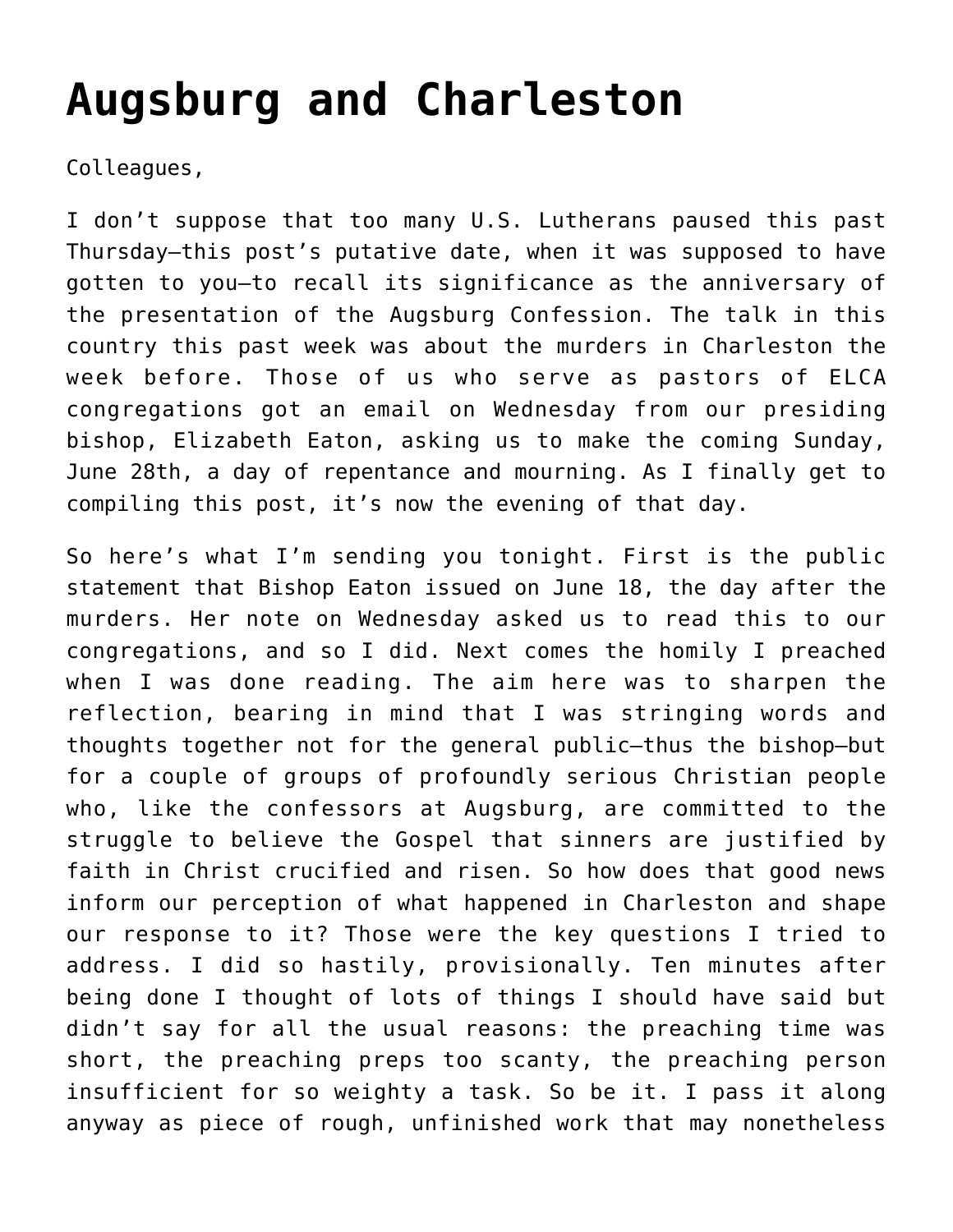# Augsburg and Charleston

Colleagues,

I don't suppose that too many U.S. Lutherans paused this past Thursday—this post's putative date, when it was supposed to have gotten to you—to recall its significance as the anniversary of the presentation of the Augsburg Confession. The talk in this country this past week was about the murders in Charleston the week before. Those of us who serve as pastors of ELCA congregations got an email on Wednesday from our presiding bishop, Elizabeth Eaton, asking us to make the coming Sunday, June 28th, a day of repentance and mourning. As I finally get to compiling this post, it's now the evening of that day.

So here's what I'm sending you tonight. First is the public statement that Bishop Eaton issued on June 18, the day after the murders. Her note on Wednesday asked us to read this to our congregations, and so I did. Next comes the homily I preached when I was done reading. The aim here was to sharpen the reflection, bearing in mind that I was stringing words and thoughts together not for the general public—thus the bishop—but for a couple of groups of profoundly serious Christian people who, like the confessors at Augsburg, are committed to the struggle to believe the Gospel that sinners are justified by faith in Christ crucified and risen. So how does that good news inform our perception of what happened in Charleston and shape our response to it? Those were the key questions I tried to address. I did so hastily, provisionally. Ten minutes after being done I thought of lots of things I should have said but didn't say for all the usual reasons: the preaching time was short, the preaching preps too scanty, the preaching person insufficient for so weighty a task. So be it. I pass it along anyway as piece of rough, unfinished work that may nonetheless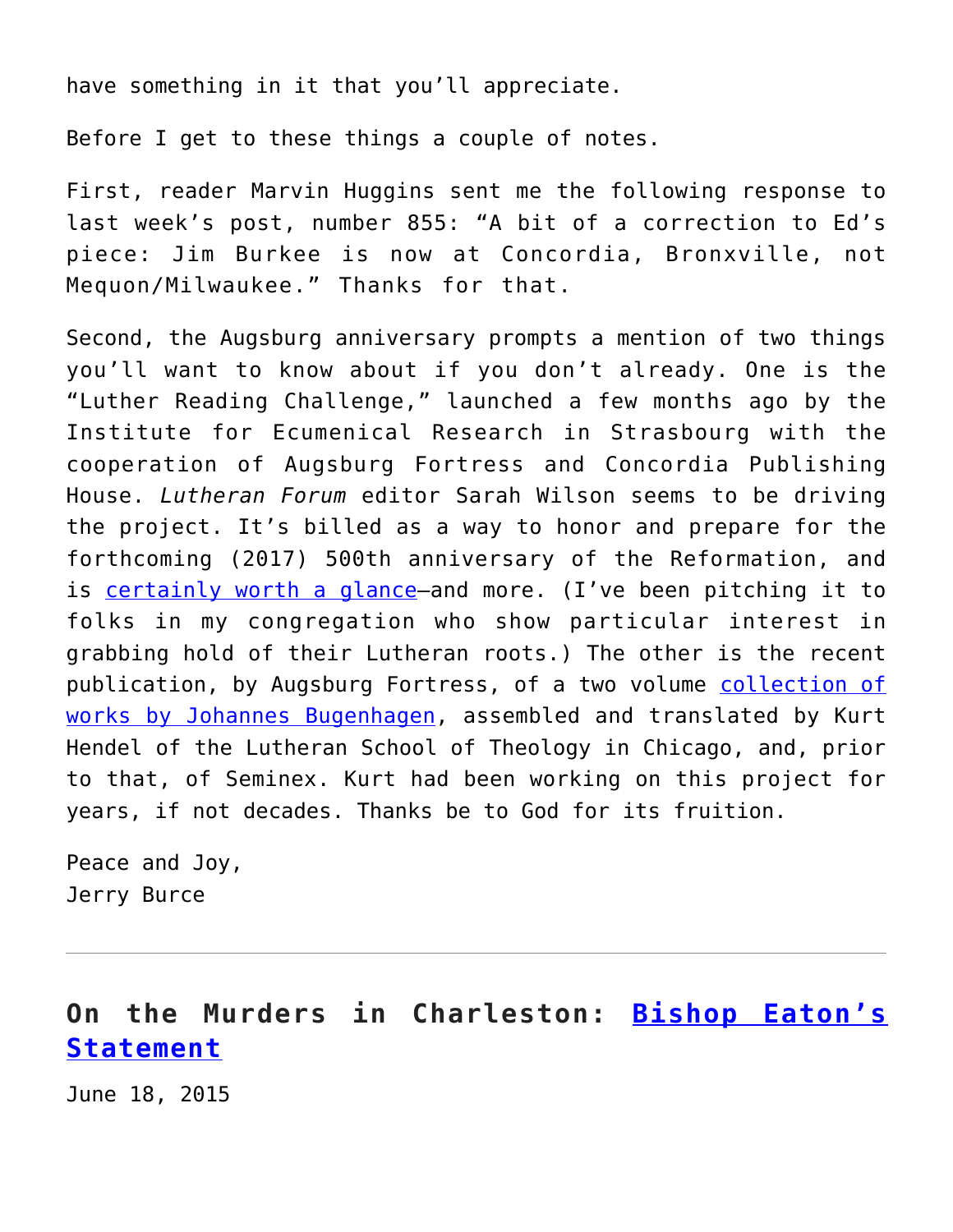have something in it that you'll appreciate.

Before I get to these things a couple of notes.

First, reader Marvin Huggins sent me the following response to last week's post, number 855: "A bit of a correction to Ed's piece: Jim Burkee is now at Concordia, Bronxville, not Mequon/Milwaukee." Thanks for that.

Second, the Augsburg anniversary prompts a mention of two things you'll want to know about if you don't already. One is the "Luther Reading Challenge," launched a few months ago by the Institute for Ecumenical Research in Strasbourg with the cooperation of Augsburg Fortress and Concordia Publishing House. *Lutheran Forum* editor Sarah Wilson seems to be driving the project. It's billed as a way to honor and prepare for the forthcoming (2017) 500th anniversary of the Reformation, and is certainly worth a glance—and more. (I've been pitching it to folks in my congregation who show particular interest in grabbing hold of their Lutheran roots.) The other is the recent publication, by Augsburg Fortress, of a two volume collection of works by Johannes Bugenhagen, assembled and translated by Kurt Hendel of the Lutheran School of Theology in Chicago, and, prior to that, of Seminex. Kurt had been working on this project for years, if not decades. Thanks be to God for its fruition.

Peace and Joy,
Jerry Burce

---

## On the Murders in Charleston: Bishop Eaton's Statement

June 18, 2015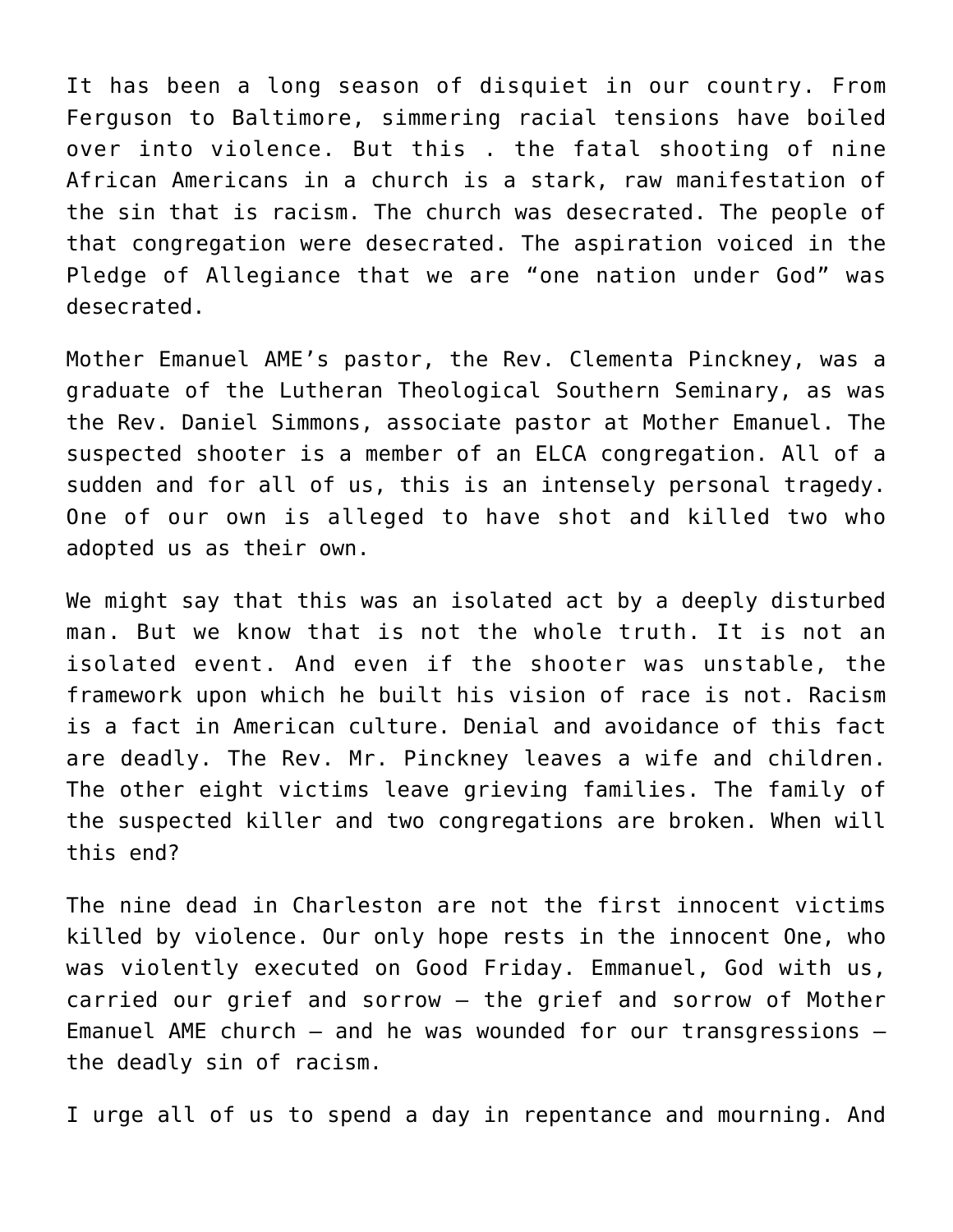It has been a long season of disquiet in our country. From Ferguson to Baltimore, simmering racial tensions have boiled over into violence. But this . the fatal shooting of nine African Americans in a church is a stark, raw manifestation of the sin that is racism. The church was desecrated. The people of that congregation were desecrated. The aspiration voiced in the Pledge of Allegiance that we are "one nation under God" was desecrated.

Mother Emanuel AME's pastor, the Rev. Clementa Pinckney, was a graduate of the Lutheran Theological Southern Seminary, as was the Rev. Daniel Simmons, associate pastor at Mother Emanuel. The suspected shooter is a member of an ELCA congregation. All of a sudden and for all of us, this is an intensely personal tragedy. One of our own is alleged to have shot and killed two who adopted us as their own.

We might say that this was an isolated act by a deeply disturbed man. But we know that is not the whole truth. It is not an isolated event. And even if the shooter was unstable, the framework upon which he built his vision of race is not. Racism is a fact in American culture. Denial and avoidance of this fact are deadly. The Rev. Mr. Pinckney leaves a wife and children. The other eight victims leave grieving families. The family of the suspected killer and two congregations are broken. When will this end?

The nine dead in Charleston are not the first innocent victims killed by violence. Our only hope rests in the innocent One, who was violently executed on Good Friday. Emmanuel, God with us, carried our grief and sorrow – the grief and sorrow of Mother Emanuel AME church – and he was wounded for our transgressions – the deadly sin of racism.

I urge all of us to spend a day in repentance and mourning. And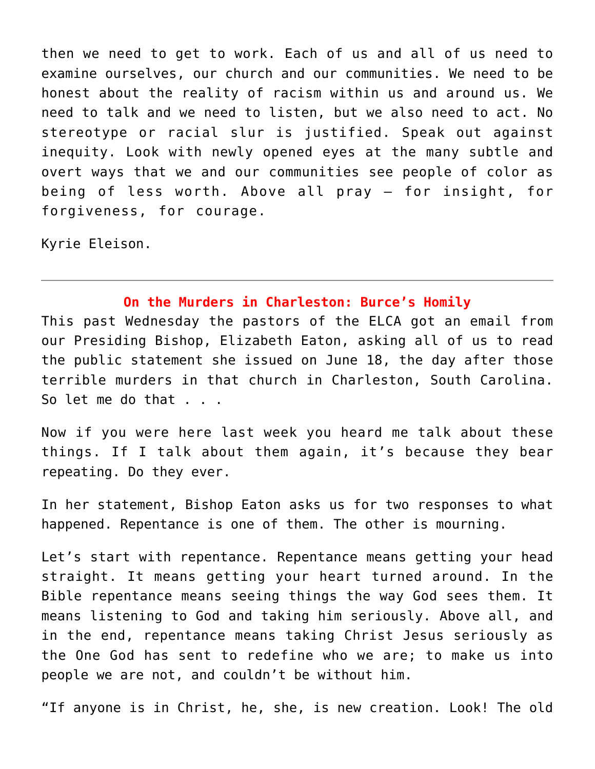then we need to get to work. Each of us and all of us need to examine ourselves, our church and our communities. We need to be honest about the reality of racism within us and around us. We need to talk and we need to listen, but we also need to act. No stereotype or racial slur is justified. Speak out against inequity. Look with newly opened eyes at the many subtle and overt ways that we and our communities see people of color as being of less worth. Above all pray – for insight, for forgiveness, for courage.

Kyrie Eleison.

---

## On the Murders in Charleston: Burce's Homily

This past Wednesday the pastors of the ELCA got an email from our Presiding Bishop, Elizabeth Eaton, asking all of us to read the public statement she issued on June 18, the day after those terrible murders in that church in Charleston, South Carolina. So let me do that . . .

Now if you were here last week you heard me talk about these things. If I talk about them again, it's because they bear repeating. Do they ever.

In her statement, Bishop Eaton asks us for two responses to what happened. Repentance is one of them. The other is mourning.

Let's start with repentance. Repentance means getting your head straight. It means getting your heart turned around. In the Bible repentance means seeing things the way God sees them. It means listening to God and taking him seriously. Above all, and in the end, repentance means taking Christ Jesus seriously as the One God has sent to redefine who we are; to make us into people we are not, and couldn't be without him.

"If anyone is in Christ, he, she, is new creation. Look! The old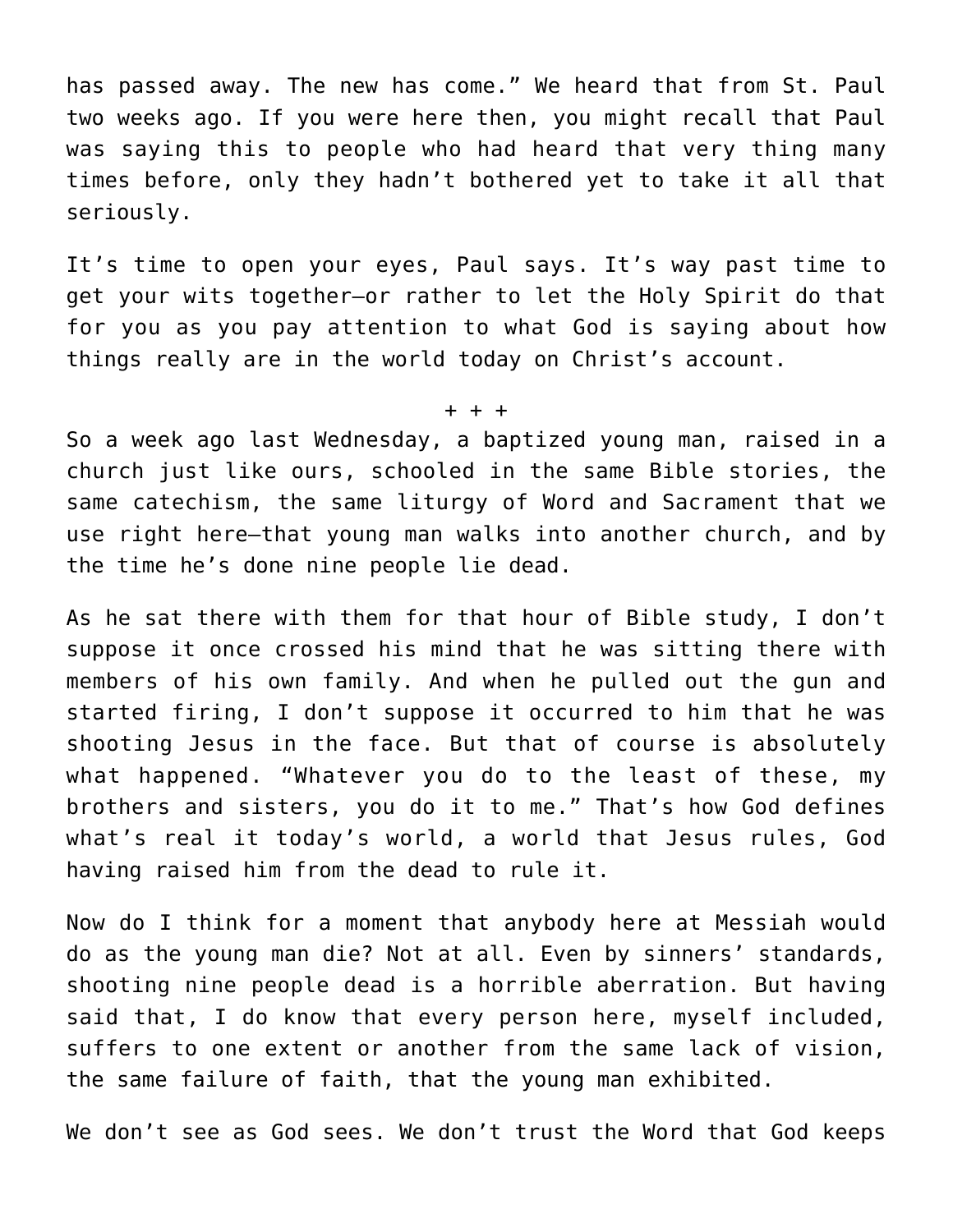has passed away. The new has come." We heard that from St. Paul two weeks ago. If you were here then, you might recall that Paul was saying this to people who had heard that very thing many times before, only they hadn't bothered yet to take it all that seriously.

It's time to open your eyes, Paul says. It's way past time to get your wits together—or rather to let the Holy Spirit do that for you as you pay attention to what God is saying about how things really are in the world today on Christ's account.

+ + +

So a week ago last Wednesday, a baptized young man, raised in a church just like ours, schooled in the same Bible stories, the same catechism, the same liturgy of Word and Sacrament that we use right here—that young man walks into another church, and by the time he's done nine people lie dead.

As he sat there with them for that hour of Bible study, I don't suppose it once crossed his mind that he was sitting there with members of his own family. And when he pulled out the gun and started firing, I don't suppose it occurred to him that he was shooting Jesus in the face. But that of course is absolutely what happened. "Whatever you do to the least of these, my brothers and sisters, you do it to me." That's how God defines what's real it today's world, a world that Jesus rules, God having raised him from the dead to rule it.

Now do I think for a moment that anybody here at Messiah would do as the young man die? Not at all. Even by sinners' standards, shooting nine people dead is a horrible aberration. But having said that, I do know that every person here, myself included, suffers to one extent or another from the same lack of vision, the same failure of faith, that the young man exhibited.

We don't see as God sees. We don't trust the Word that God keeps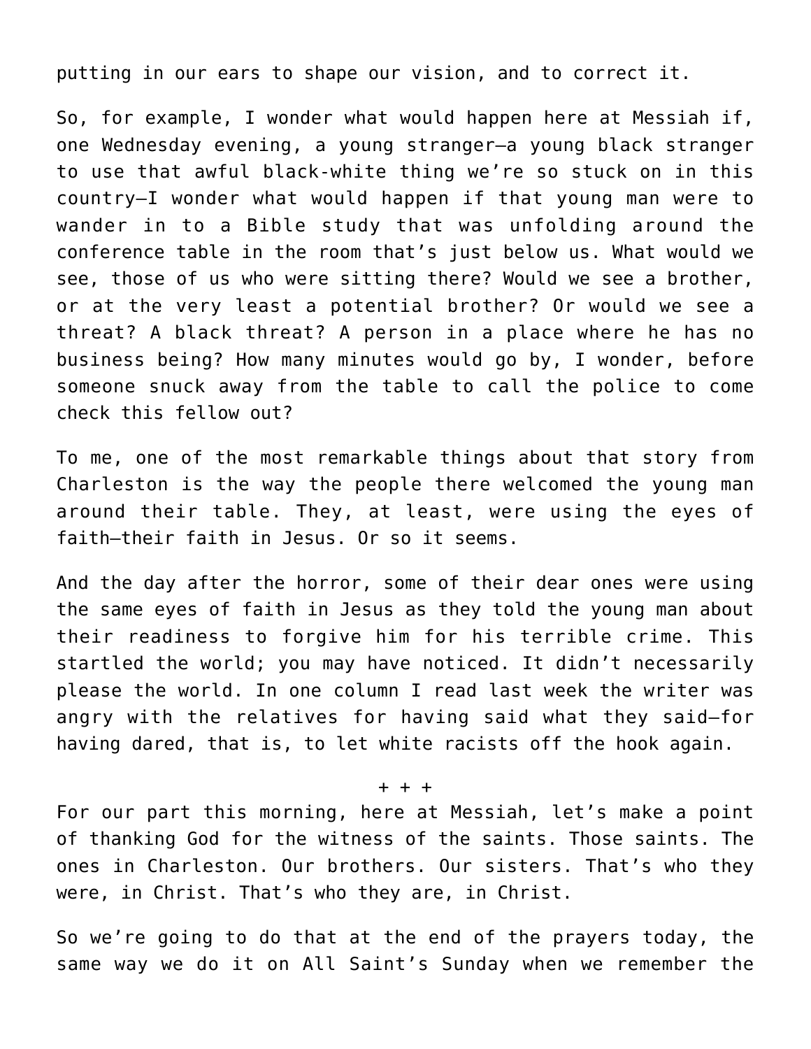putting in our ears to shape our vision, and to correct it.

So, for example, I wonder what would happen here at Messiah if, one Wednesday evening, a young stranger—a young black stranger to use that awful black-white thing we're so stuck on in this country—I wonder what would happen if that young man were to wander in to a Bible study that was unfolding around the conference table in the room that's just below us. What would we see, those of us who were sitting there? Would we see a brother, or at the very least a potential brother? Or would we see a threat? A black threat? A person in a place where he has no business being? How many minutes would go by, I wonder, before someone snuck away from the table to call the police to come check this fellow out?

To me, one of the most remarkable things about that story from Charleston is the way the people there welcomed the young man around their table. They, at least, were using the eyes of faith—their faith in Jesus. Or so it seems.

And the day after the horror, some of their dear ones were using the same eyes of faith in Jesus as they told the young man about their readiness to forgive him for his terrible crime. This startled the world; you may have noticed. It didn't necessarily please the world. In one column I read last week the writer was angry with the relatives for having said what they said—for having dared, that is, to let white racists off the hook again.

+ + +

For our part this morning, here at Messiah, let's make a point of thanking God for the witness of the saints. Those saints. The ones in Charleston. Our brothers. Our sisters. That's who they were, in Christ. That's who they are, in Christ.

So we're going to do that at the end of the prayers today, the same way we do it on All Saint's Sunday when we remember the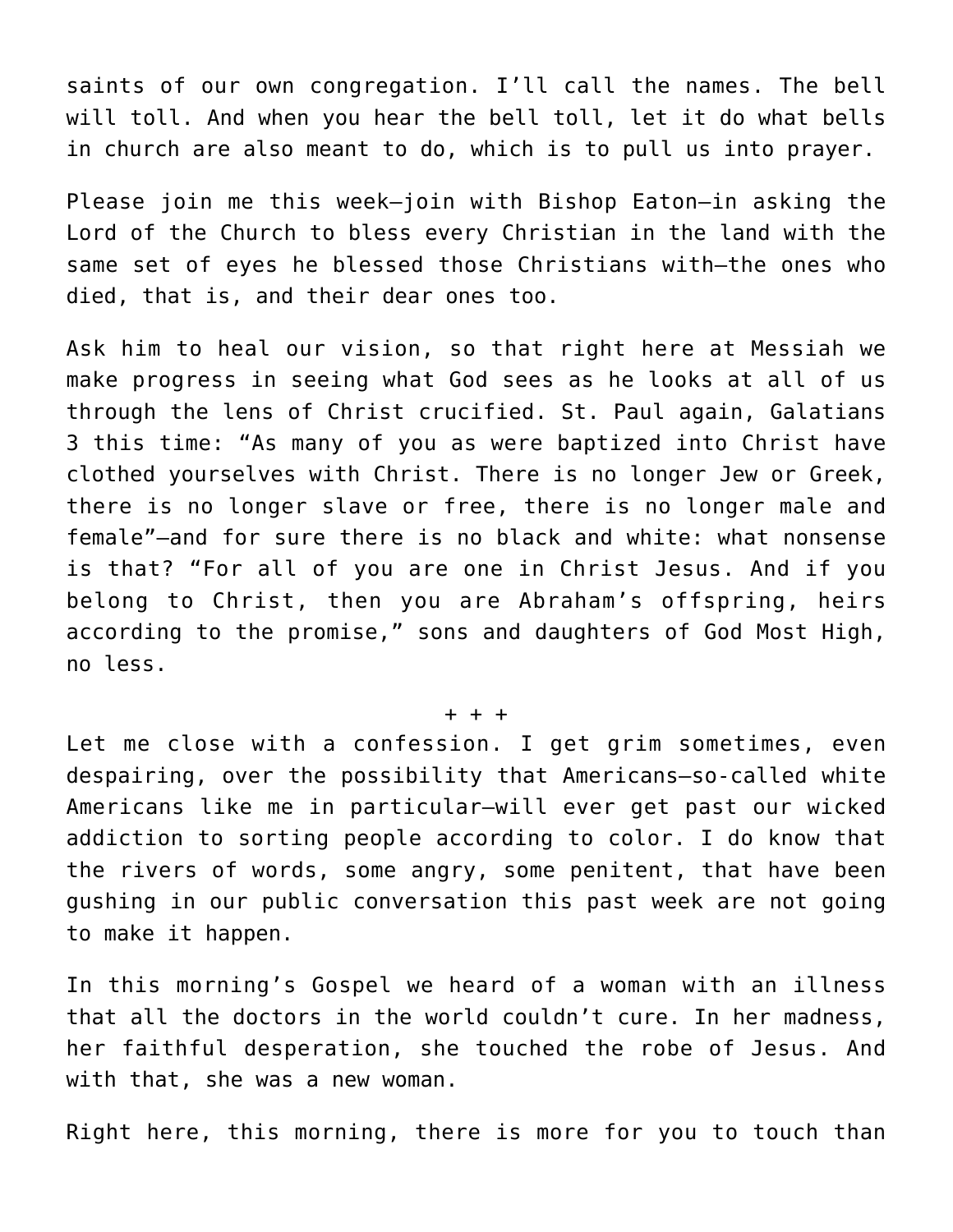saints of our own congregation. I'll call the names. The bell will toll. And when you hear the bell toll, let it do what bells in church are also meant to do, which is to pull us into prayer.

Please join me this week—join with Bishop Eaton—in asking the Lord of the Church to bless every Christian in the land with the same set of eyes he blessed those Christians with—the ones who died, that is, and their dear ones too.

Ask him to heal our vision, so that right here at Messiah we make progress in seeing what God sees as he looks at all of us through the lens of Christ crucified. St. Paul again, Galatians 3 this time: "As many of you as were baptized into Christ have clothed yourselves with Christ. There is no longer Jew or Greek, there is no longer slave or free, there is no longer male and female"—and for sure there is no black and white: what nonsense is that? "For all of you are one in Christ Jesus. And if you belong to Christ, then you are Abraham's offspring, heirs according to the promise," sons and daughters of God Most High, no less.

+ + +

Let me close with a confession. I get grim sometimes, even despairing, over the possibility that Americans—so-called white Americans like me in particular—will ever get past our wicked addiction to sorting people according to color. I do know that the rivers of words, some angry, some penitent, that have been gushing in our public conversation this past week are not going to make it happen.

In this morning's Gospel we heard of a woman with an illness that all the doctors in the world couldn't cure. In her madness, her faithful desperation, she touched the robe of Jesus. And with that, she was a new woman.

Right here, this morning, there is more for you to touch than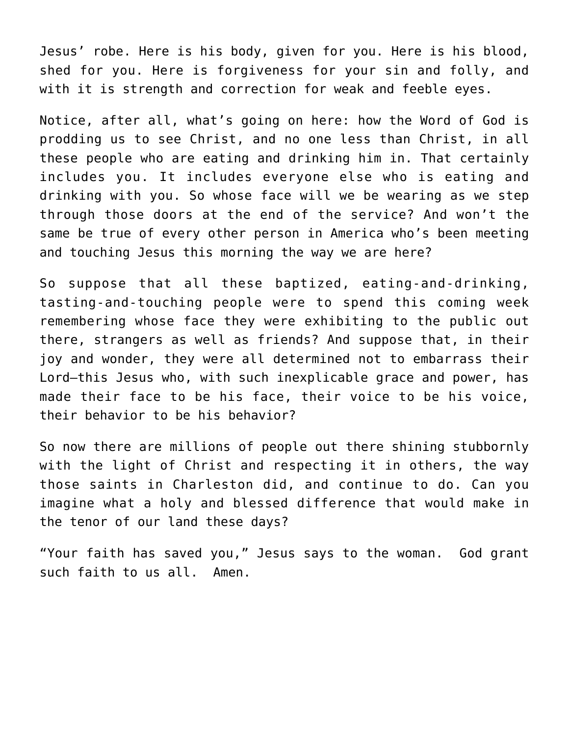Jesus' robe. Here is his body, given for you. Here is his blood, shed for you. Here is forgiveness for your sin and folly, and with it is strength and correction for weak and feeble eyes.

Notice, after all, what's going on here: how the Word of God is prodding us to see Christ, and no one less than Christ, in all these people who are eating and drinking him in. That certainly includes you. It includes everyone else who is eating and drinking with you. So whose face will we be wearing as we step through those doors at the end of the service? And won't the same be true of every other person in America who's been meeting and touching Jesus this morning the way we are here?

So suppose that all these baptized, eating-and-drinking, tasting-and-touching people were to spend this coming week remembering whose face they were exhibiting to the public out there, strangers as well as friends? And suppose that, in their joy and wonder, they were all determined not to embarrass their Lord—this Jesus who, with such inexplicable grace and power, has made their face to be his face, their voice to be his voice, their behavior to be his behavior?

So now there are millions of people out there shining stubbornly with the light of Christ and respecting it in others, the way those saints in Charleston did, and continue to do. Can you imagine what a holy and blessed difference that would make in the tenor of our land these days?

"Your faith has saved you," Jesus says to the woman. God grant such faith to us all. Amen.